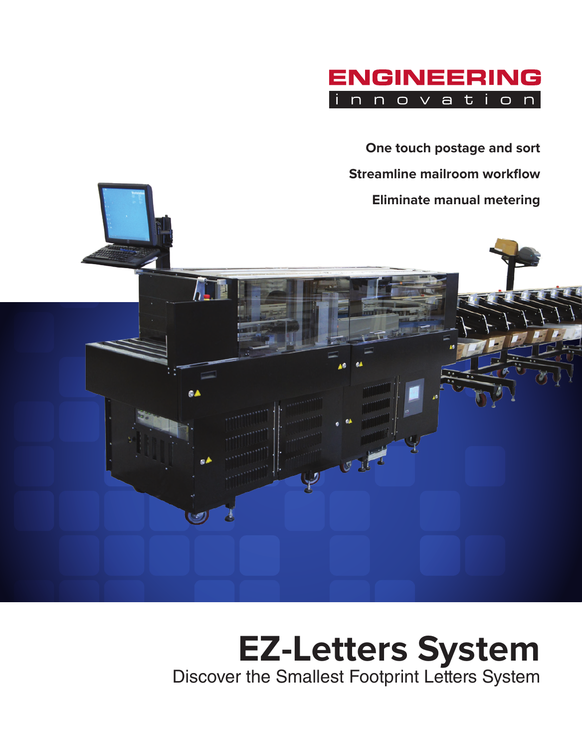ENGINEERING
innovation

**One touch postage and sort**

**Streamline mailroom workflow**

**Eliminate manual metering**

# EZ-Letters System

Discover the Smallest Footprint Letters System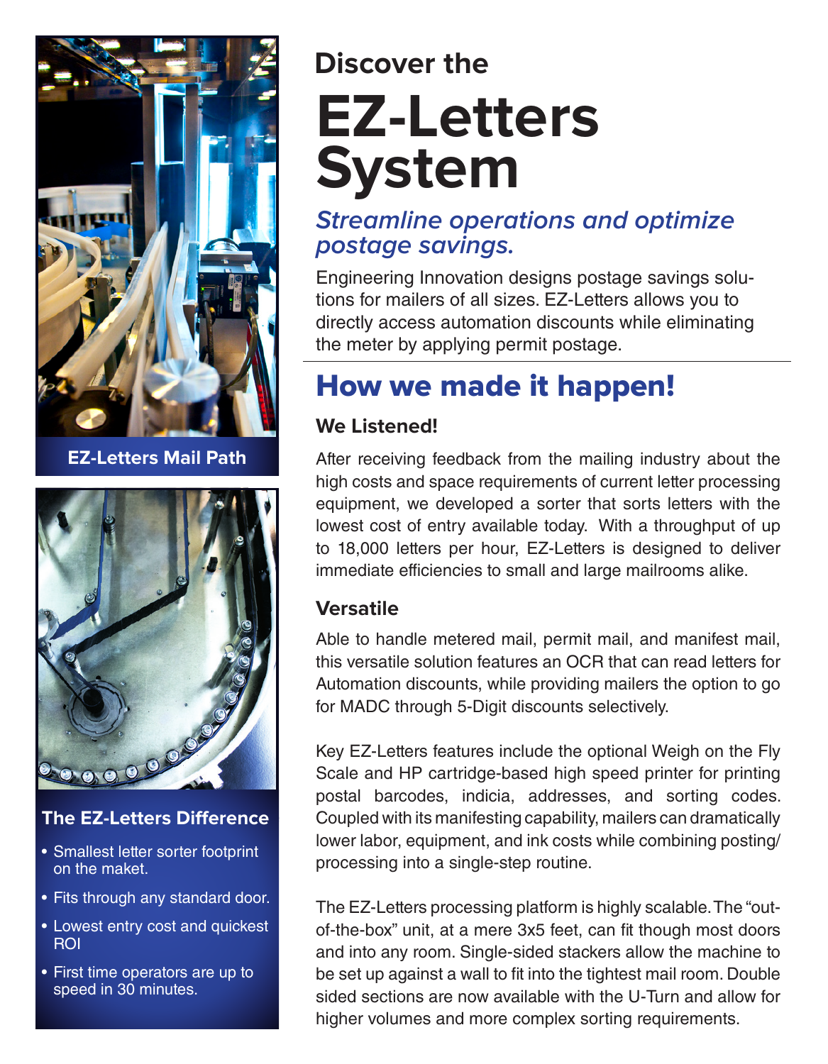**EZ-Letters Mail Path**

### The EZ-Letters Difference

- Smallest letter sorter footprint on the maket.
- Fits through any standard door.
- Lowest entry cost and quickest ROI
- First time operators are up to speed in 30 minutes.

## Discover the

# EZ-Letters System

### *Streamline operations and optimize postage savings.*

Engineering Innovation designs postage savings solutions for mailers of all sizes. EZ-Letters allows you to directly access automation discounts while eliminating the meter by applying permit postage.

## How we made it happen!

### We Listened!

After receiving feedback from the mailing industry about the high costs and space requirements of current letter processing equipment, we developed a sorter that sorts letters with the lowest cost of entry available today. With a throughput of up to 18,000 letters per hour, EZ-Letters is designed to deliver immediate efficiencies to small and large mailrooms alike.

### Versatile

Able to handle metered mail, permit mail, and manifest mail, this versatile solution features an OCR that can read letters for Automation discounts, while providing mailers the option to go for MADC through 5-Digit discounts selectively.

Key EZ-Letters features include the optional Weigh on the Fly Scale and HP cartridge-based high speed printer for printing postal barcodes, indicia, addresses, and sorting codes. Coupled with its manifesting capability, mailers can dramatically lower labor, equipment, and ink costs while combining posting/processing into a single-step routine.

The EZ-Letters processing platform is highly scalable. The "out-of-the-box" unit, at a mere 3x5 feet, can fit though most doors and into any room. Single-sided stackers allow the machine to be set up against a wall to fit into the tightest mail room. Double sided sections are now available with the U-Turn and allow for higher volumes and more complex sorting requirements.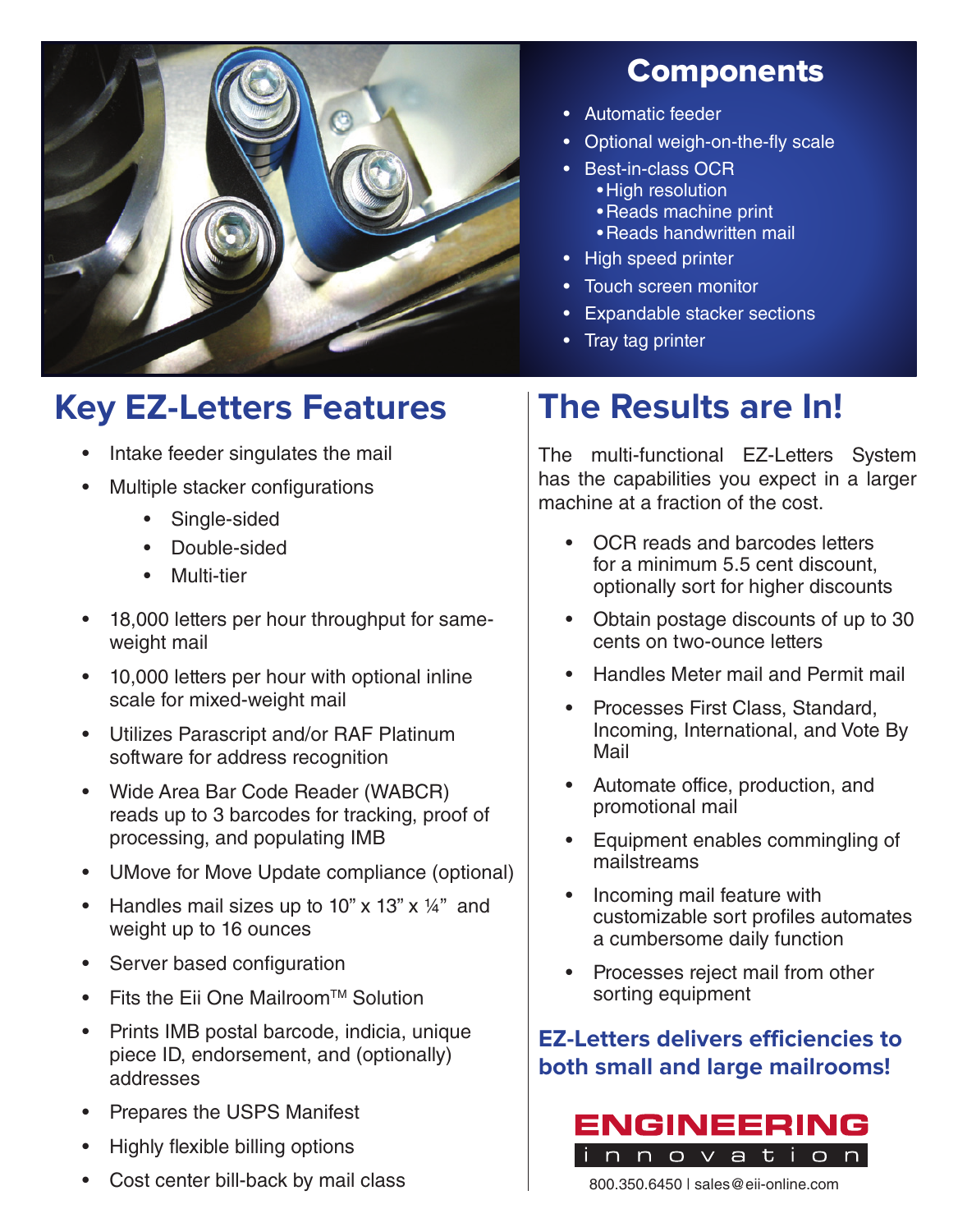## Components

- Automatic feeder
- Optional weigh-on-the-fly scale
- Best-in-class OCR
  - High resolution
  - Reads machine print
  - Reads handwritten mail
- High speed printer
- Touch screen monitor
- Expandable stacker sections
- Tray tag printer

## Key EZ-Letters Features

- Intake feeder singulates the mail
- Multiple stacker configurations
  - Single-sided
  - Double-sided
  - Multi-tier
- 18,000 letters per hour throughput for same-weight mail
- 10,000 letters per hour with optional inline scale for mixed-weight mail
- Utilizes Parascript and/or RAF Platinum software for address recognition
- Wide Area Bar Code Reader (WABCR) reads up to 3 barcodes for tracking, proof of processing, and populating IMB
- UMove for Move Update compliance (optional)
- Handles mail sizes up to 10" x 13" x ¼" and weight up to 16 ounces
- Server based configuration
- Fits the Eii One Mailroom™ Solution
- Prints IMB postal barcode, indicia, unique piece ID, endorsement, and (optionally) addresses
- Prepares the USPS Manifest
- Highly flexible billing options
- Cost center bill-back by mail class

## The Results are In!

The multi-functional EZ-Letters System has the capabilities you expect in a larger machine at a fraction of the cost.

- OCR reads and barcodes letters for a minimum 5.5 cent discount, optionally sort for higher discounts
- Obtain postage discounts of up to 30 cents on two-ounce letters
- Handles Meter mail and Permit mail
- Processes First Class, Standard, Incoming, International, and Vote By Mail
- Automate office, production, and promotional mail
- Equipment enables commingling of mailstreams
- Incoming mail feature with customizable sort profiles automates a cumbersome daily function
- Processes reject mail from other sorting equipment

**EZ-Letters delivers efficiencies to both small and large mailrooms!**

ENGINEERING innovation

800.350.6450 | sales@eii-online.com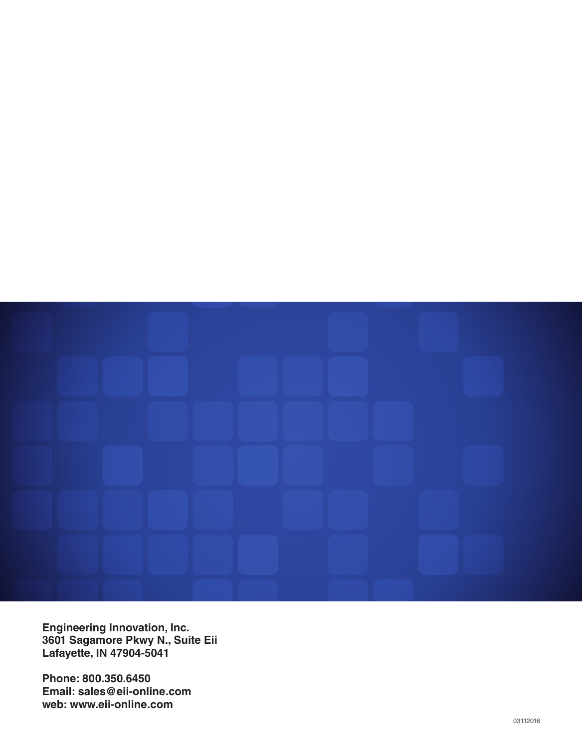**Engineering Innovation, Inc.**
**3601 Sagamore Pkwy N., Suite Eii**
**Lafayette, IN 47904-5041**

**Phone: 800.350.6450**
**Email: sales@eii-online.com**
**web: www.eii-online.com**

03112016